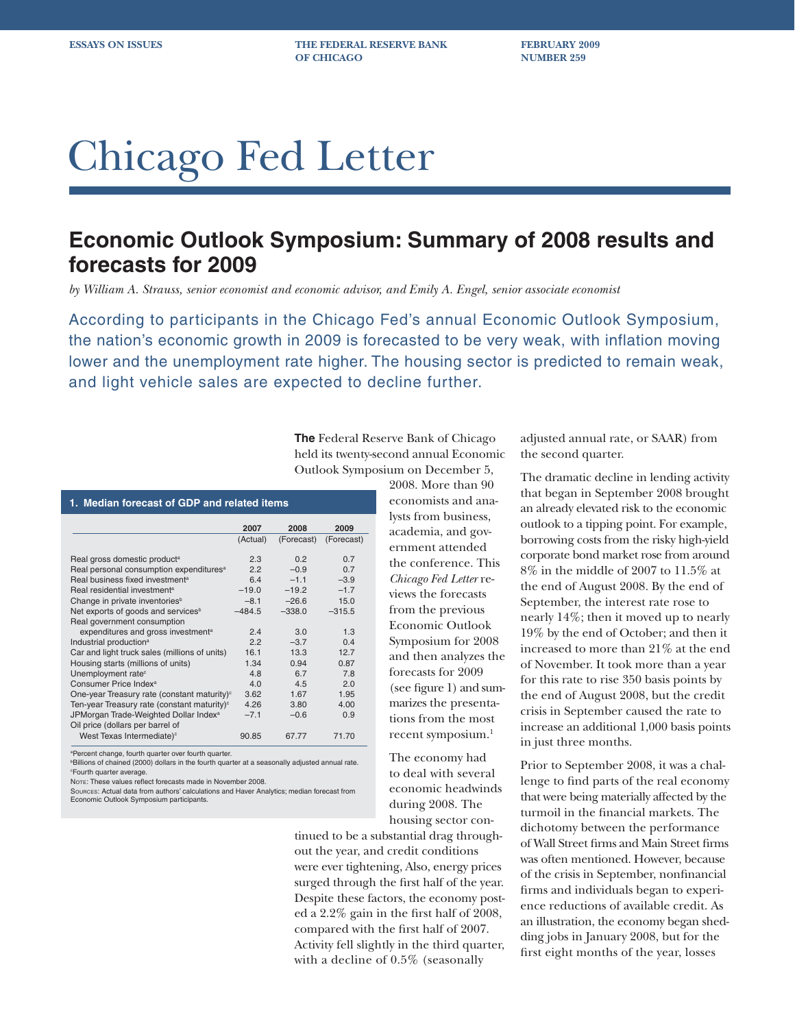ESSAYS ON ISSUES | THE FEDERAL RESERVE BANK OF CHICAGO | FEBRUARY 2009 NUMBER 259

# Chicago Fed Letter

## Economic Outlook Symposium: Summary of 2008 results and forecasts for 2009

*by William A. Strauss, senior economist and economic advisor, and Emily A. Engel, senior associate economist*

According to participants in the Chicago Fed's annual Economic Outlook Symposium, the nation's economic growth in 2009 is forecasted to be very weak, with inflation moving lower and the unemployment rate higher. The housing sector is predicted to remain weak, and light vehicle sales are expected to decline further.

**The** Federal Reserve Bank of Chicago held its twenty-second annual Economic Outlook Symposium on December 5, 2008. More than 90 economists and analysts from business, academia, and government attended the conference. This *Chicago Fed Letter* reviews the forecasts from the previous Economic Outlook Symposium for 2008 and then analyzes the forecasts for 2009 (see figure 1) and summarizes the presentations from the most recent symposium.[1]

**1. Median forecast of GDP and related items**

| | 2007 (Actual) | 2008 (Forecast) | 2009 (Forecast) |
|---|---|---|---|
| Real gross domestic product[a] | 2.3 | 0.2 | 0.7 |
| Real personal consumption expenditures[a] | 2.2 | −0.9 | 0.7 |
| Real business fixed investment[a] | 6.4 | −1.1 | −3.9 |
| Real residential investment[a] | −19.0 | −19.2 | −1.7 |
| Change in private inventories[b] | −8.1 | −26.6 | 15.0 |
| Net exports of goods and services[b] | −484.5 | −338.0 | −315.5 |
| Real government consumption expenditures and gross investment[a] | 2.4 | 3.0 | 1.3 |
| Industrial production[a] | 2.2 | −3.7 | 0.4 |
| Car and light truck sales (millions of units) | 16.1 | 13.3 | 12.7 |
| Housing starts (millions of units) | 1.34 | 0.94 | 0.87 |
| Unemployment rate[c] | 4.8 | 6.7 | 7.8 |
| Consumer Price Index[a] | 4.0 | 4.5 | 2.0 |
| One-year Treasury rate (constant maturity)[c] | 3.62 | 1.67 | 1.95 |
| Ten-year Treasury rate (constant maturity)[c] | 4.26 | 3.80 | 4.00 |
| JPMorgan Trade-Weighted Dollar Index[a] | −7.1 | −0.6 | 0.9 |
| Oil price (dollars per barrel of West Texas Intermediate)[c] | 90.85 | 67.77 | 71.70 |

[a]Percent change, fourth quarter over fourth quarter.
[b]Billions of chained (2000) dollars in the fourth quarter at a seasonally adjusted annual rate.
[c]Fourth quarter average.
Note: These values reflect forecasts made in November 2008.
Sources: Actual data from authors' calculations and Haver Analytics; median forecast from Economic Outlook Symposium participants.

The economy had to deal with several economic headwinds during 2008. The housing sector continued to be a substantial drag throughout the year, and credit conditions were ever tightening, Also, energy prices surged through the first half of the year. Despite these factors, the economy posted a 2.2% gain in the first half of 2008, compared with the first half of 2007. Activity fell slightly in the third quarter, with a decline of 0.5% (seasonally adjusted annual rate, or SAAR) from the second quarter.

The dramatic decline in lending activity that began in September 2008 brought an already elevated risk to the economic outlook to a tipping point. For example, borrowing costs from the risky high-yield corporate bond market rose from around 8% in the middle of 2007 to 11.5% at the end of August 2008. By the end of September, the interest rate rose to nearly 14%; then it moved up to nearly 19% by the end of October; and then it increased to more than 21% at the end of November. It took more than a year for this rate to rise 350 basis points by the end of August 2008, but the credit crisis in September caused the rate to increase an additional 1,000 basis points in just three months.

Prior to September 2008, it was a challenge to find parts of the real economy that were being materially affected by the turmoil in the financial markets. The dichotomy between the performance of Wall Street firms and Main Street firms was often mentioned. However, because of the crisis in September, nonfinancial firms and individuals began to experience reductions of available credit. As an illustration, the economy began shedding jobs in January 2008, but for the first eight months of the year, losses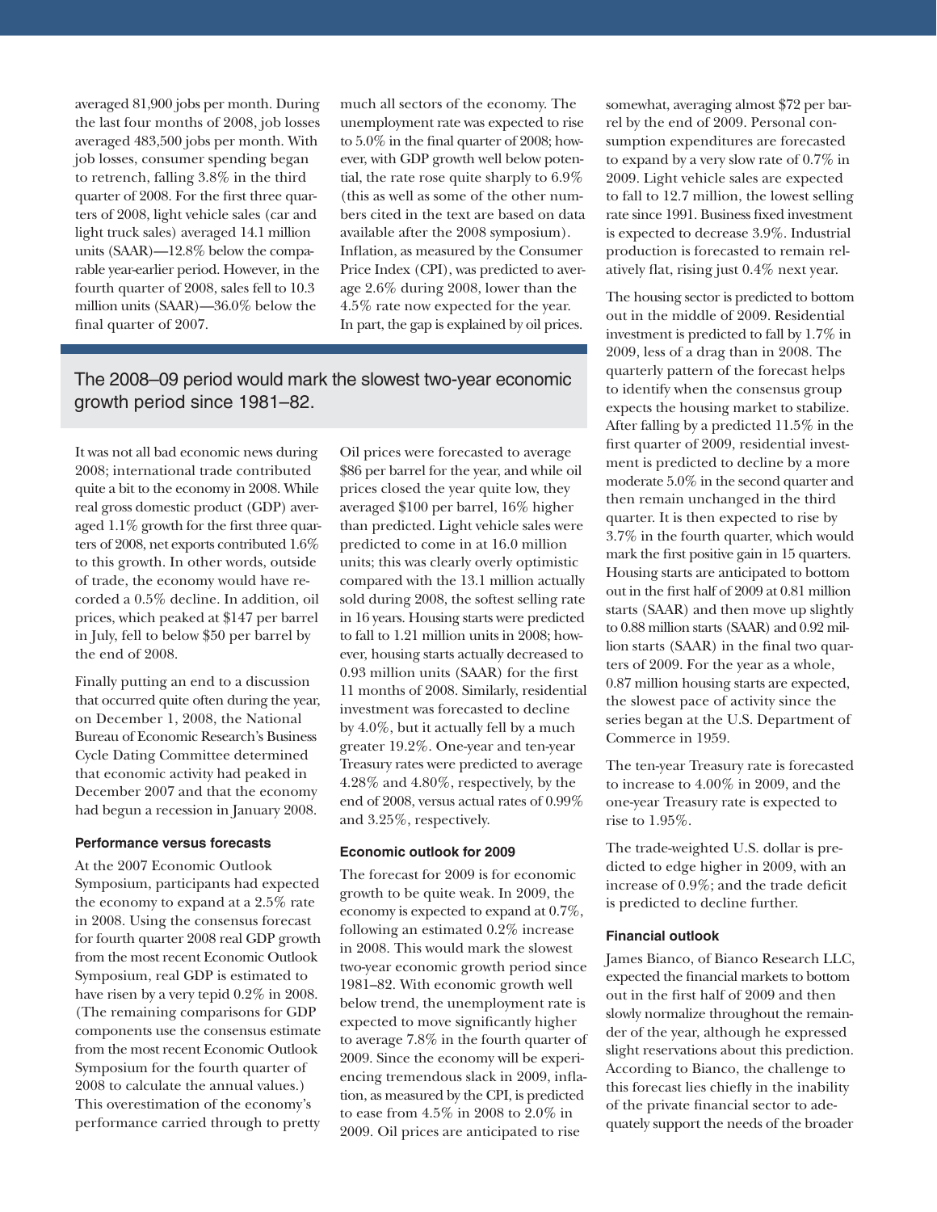averaged 81,900 jobs per month. During the last four months of 2008, job losses averaged 483,500 jobs per month. With job losses, consumer spending began to retrench, falling 3.8% in the third quarter of 2008. For the first three quarters of 2008, light vehicle sales (car and light truck sales) averaged 14.1 million units (SAAR)—12.8% below the comparable year-earlier period. However, in the fourth quarter of 2008, sales fell to 10.3 million units (SAAR)—36.0% below the final quarter of 2007.

It was not all bad economic news during 2008; international trade contributed quite a bit to the economy in 2008. While real gross domestic product (GDP) averaged 1.1% growth for the first three quarters of 2008, net exports contributed 1.6% to this growth. In other words, outside of trade, the economy would have recorded a 0.5% decline. In addition, oil prices, which peaked at $147 per barrel in July, fell to below $50 per barrel by the end of 2008.

Finally putting an end to a discussion that occurred quite often during the year, on December 1, 2008, the National Bureau of Economic Research's Business Cycle Dating Committee determined that economic activity had peaked in December 2007 and that the economy had begun a recession in January 2008.

#### Performance versus forecasts

At the 2007 Economic Outlook Symposium, participants had expected the economy to expand at a 2.5% rate in 2008. Using the consensus forecast for fourth quarter 2008 real GDP growth from the most recent Economic Outlook Symposium, real GDP is estimated to have risen by a very tepid 0.2% in 2008. (The remaining comparisons for GDP components use the consensus estimate from the most recent Economic Outlook Symposium for the fourth quarter of 2008 to calculate the annual values.) This overestimation of the economy's performance carried through to pretty much all sectors of the economy. The unemployment rate was expected to rise to 5.0% in the final quarter of 2008; however, with GDP growth well below potential, the rate rose quite sharply to 6.9% (this as well as some of the other numbers cited in the text are based on data available after the 2008 symposium). Inflation, as measured by the Consumer Price Index (CPI), was predicted to average 2.6% during 2008, lower than the 4.5% rate now expected for the year. In part, the gap is explained by oil prices. Oil prices were forecasted to average $86 per barrel for the year, and while oil prices closed the year quite low, they averaged $100 per barrel, 16% higher than predicted. Light vehicle sales were predicted to come in at 16.0 million units; this was clearly overly optimistic compared with the 13.1 million actually sold during 2008, the softest selling rate in 16 years. Housing starts were predicted to fall to 1.21 million units in 2008; however, housing starts actually decreased to 0.93 million units (SAAR) for the first 11 months of 2008. Similarly, residential investment was forecasted to decline by 4.0%, but it actually fell by a much greater 19.2%. One-year and ten-year Treasury rates were predicted to average 4.28% and 4.80%, respectively, by the end of 2008, versus actual rates of 0.99% and 3.25%, respectively.

> The 2008–09 period would mark the slowest two-year economic growth period since 1981–82.

#### Economic outlook for 2009

The forecast for 2009 is for economic growth to be quite weak. In 2009, the economy is expected to expand at 0.7%, following an estimated 0.2% increase in 2008. This would mark the slowest two-year economic growth period since 1981–82. With economic growth well below trend, the unemployment rate is expected to move significantly higher to average 7.8% in the fourth quarter of 2009. Since the economy will be experiencing tremendous slack in 2009, inflation, as measured by the CPI, is predicted to ease from 4.5% in 2008 to 2.0% in 2009. Oil prices are anticipated to rise somewhat, averaging almost $72 per barrel by the end of 2009. Personal consumption expenditures are forecasted to expand by a very slow rate of 0.7% in 2009. Light vehicle sales are expected to fall to 12.7 million, the lowest selling rate since 1991. Business fixed investment is expected to decrease 3.9%. Industrial production is forecasted to remain relatively flat, rising just 0.4% next year.

The housing sector is predicted to bottom out in the middle of 2009. Residential investment is predicted to fall by 1.7% in 2009, less of a drag than in 2008. The quarterly pattern of the forecast helps to identify when the consensus group expects the housing market to stabilize. After falling by a predicted 11.5% in the first quarter of 2009, residential investment is predicted to decline by a more moderate 5.0% in the second quarter and then remain unchanged in the third quarter. It is then expected to rise by 3.7% in the fourth quarter, which would mark the first positive gain in 15 quarters. Housing starts are anticipated to bottom out in the first half of 2009 at 0.81 million starts (SAAR) and then move up slightly to 0.88 million starts (SAAR) and 0.92 million starts (SAAR) in the final two quarters of 2009. For the year as a whole, 0.87 million housing starts are expected, the slowest pace of activity since the series began at the U.S. Department of Commerce in 1959.

The ten-year Treasury rate is forecasted to increase to 4.00% in 2009, and the one-year Treasury rate is expected to rise to 1.95%.

The trade-weighted U.S. dollar is predicted to edge higher in 2009, with an increase of 0.9%; and the trade deficit is predicted to decline further.

#### Financial outlook

James Bianco, of Bianco Research LLC, expected the financial markets to bottom out in the first half of 2009 and then slowly normalize throughout the remainder of the year, although he expressed slight reservations about this prediction. According to Bianco, the challenge to this forecast lies chiefly in the inability of the private financial sector to adequately support the needs of the broader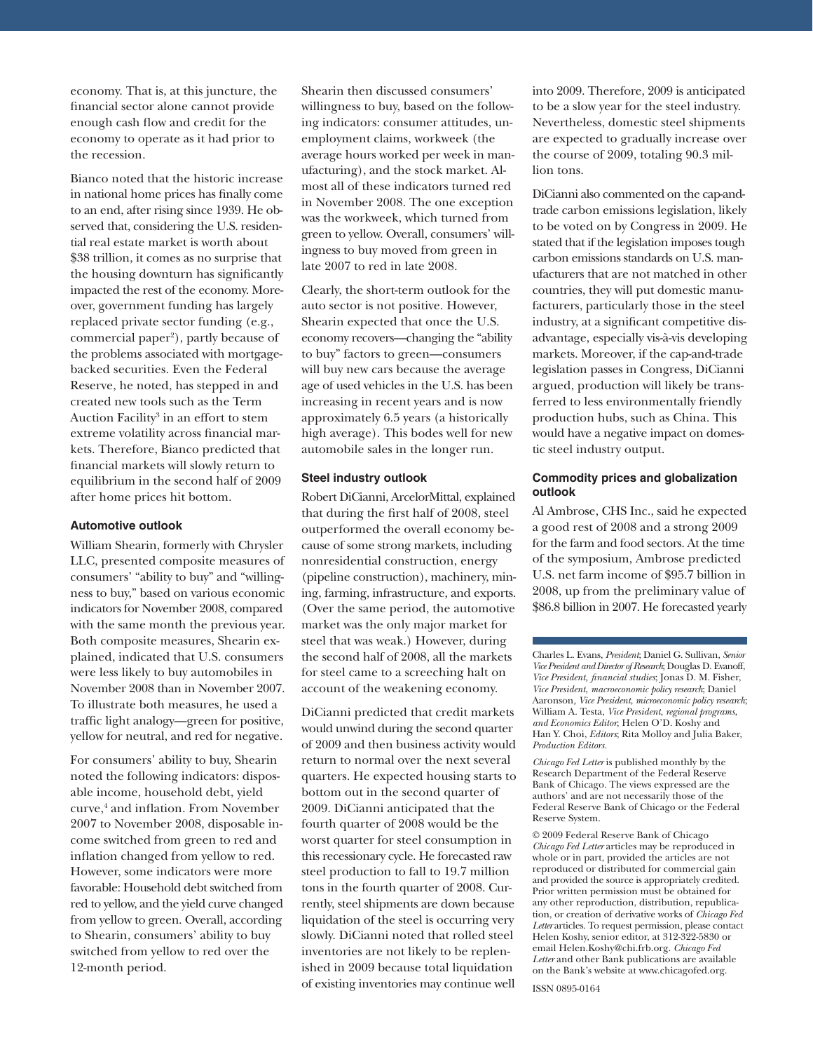economy. That is, at this juncture, the financial sector alone cannot provide enough cash flow and credit for the economy to operate as it had prior to the recession.

Bianco noted that the historic increase in national home prices has finally come to an end, after rising since 1939. He observed that, considering the U.S. residential real estate market is worth about $38 trillion, it comes as no surprise that the housing downturn has significantly impacted the rest of the economy. Moreover, government funding has largely replaced private sector funding (e.g., commercial paper[2]), partly because of the problems associated with mortgage-backed securities. Even the Federal Reserve, he noted, has stepped in and created new tools such as the Term Auction Facility[3] in an effort to stem extreme volatility across financial markets. Therefore, Bianco predicted that financial markets will slowly return to equilibrium in the second half of 2009 after home prices hit bottom.

### Automotive outlook

William Shearin, formerly with Chrysler LLC, presented composite measures of consumers' "ability to buy" and "willingness to buy," based on various economic indicators for November 2008, compared with the same month the previous year. Both composite measures, Shearin explained, indicated that U.S. consumers were less likely to buy automobiles in November 2008 than in November 2007. To illustrate both measures, he used a traffic light analogy—green for positive, yellow for neutral, and red for negative.

For consumers' ability to buy, Shearin noted the following indicators: disposable income, household debt, yield curve,[4] and inflation. From November 2007 to November 2008, disposable income switched from green to red and inflation changed from yellow to red. However, some indicators were more favorable: Household debt switched from red to yellow, and the yield curve changed from yellow to green. Overall, according to Shearin, consumers' ability to buy switched from yellow to red over the 12-month period.

Shearin then discussed consumers' willingness to buy, based on the following indicators: consumer attitudes, unemployment claims, workweek (the average hours worked per week in manufacturing), and the stock market. Almost all of these indicators turned red in November 2008. The one exception was the workweek, which turned from green to yellow. Overall, consumers' willingness to buy moved from green in late 2007 to red in late 2008.

Clearly, the short-term outlook for the auto sector is not positive. However, Shearin expected that once the U.S. economy recovers—changing the "ability to buy" factors to green—consumers will buy new cars because the average age of used vehicles in the U.S. has been increasing in recent years and is now approximately 6.5 years (a historically high average). This bodes well for new automobile sales in the longer run.

### Steel industry outlook

Robert DiCianni, ArcelorMittal, explained that during the first half of 2008, steel outperformed the overall economy because of some strong markets, including nonresidential construction, energy (pipeline construction), machinery, mining, farming, infrastructure, and exports. (Over the same period, the automotive market was the only major market for steel that was weak.) However, during the second half of 2008, all the markets for steel came to a screeching halt on account of the weakening economy.

DiCianni predicted that credit markets would unwind during the second quarter of 2009 and then business activity would return to normal over the next several quarters. He expected housing starts to bottom out in the second quarter of 2009. DiCianni anticipated that the fourth quarter of 2008 would be the worst quarter for steel consumption in this recessionary cycle. He forecasted raw steel production to fall to 19.7 million tons in the fourth quarter of 2008. Currently, steel shipments are down because liquidation of the steel is occurring very slowly. DiCianni noted that rolled steel inventories are not likely to be replenished in 2009 because total liquidation of existing inventories may continue well into 2009. Therefore, 2009 is anticipated to be a slow year for the steel industry. Nevertheless, domestic steel shipments are expected to gradually increase over the course of 2009, totaling 90.3 million tons.

DiCianni also commented on the cap-and-trade carbon emissions legislation, likely to be voted on by Congress in 2009. He stated that if the legislation imposes tough carbon emissions standards on U.S. manufacturers that are not matched in other countries, they will put domestic manufacturers, particularly those in the steel industry, at a significant competitive disadvantage, especially vis-à-vis developing markets. Moreover, if the cap-and-trade legislation passes in Congress, DiCianni argued, production will likely be transferred to less environmentally friendly production hubs, such as China. This would have a negative impact on domestic steel industry output.

### Commodity prices and globalization outlook

Al Ambrose, CHS Inc., said he expected a good rest of 2008 and a strong 2009 for the farm and food sectors. At the time of the symposium, Ambrose predicted U.S. net farm income of $95.7 billion in 2008, up from the preliminary value of $86.8 billion in 2007. He forecasted yearly

---

Charles L. Evans, *President*; Daniel G. Sullivan, *Senior Vice President and Director of Research*; Douglas D. Evanoff, *Vice President, financial studies*; Jonas D. M. Fisher, *Vice President, macroeconomic policy research*; Daniel Aaronson, *Vice President, microeconomic policy research*; William A. Testa, *Vice President, regional programs, and Economics Editor*; Helen O'D. Koshy and Han Y. Choi, *Editors*; Rita Molloy and Julia Baker, *Production Editors.*

*Chicago Fed Letter* is published monthly by the Research Department of the Federal Reserve Bank of Chicago. The views expressed are the authors' and are not necessarily those of the Federal Reserve Bank of Chicago or the Federal Reserve System.

© 2009 Federal Reserve Bank of Chicago
*Chicago Fed Letter* articles may be reproduced in whole or in part, provided the articles are not reproduced or distributed for commercial gain and provided the source is appropriately credited. Prior written permission must be obtained for any other reproduction, distribution, republication, or creation of derivative works of *Chicago Fed Letter* articles. To request permission, please contact Helen Koshy, senior editor, at 312-322-5830 or email Helen.Koshy@chi.frb.org. *Chicago Fed Letter* and other Bank publications are available on the Bank's website at www.chicagofed.org.

ISSN 0895-0164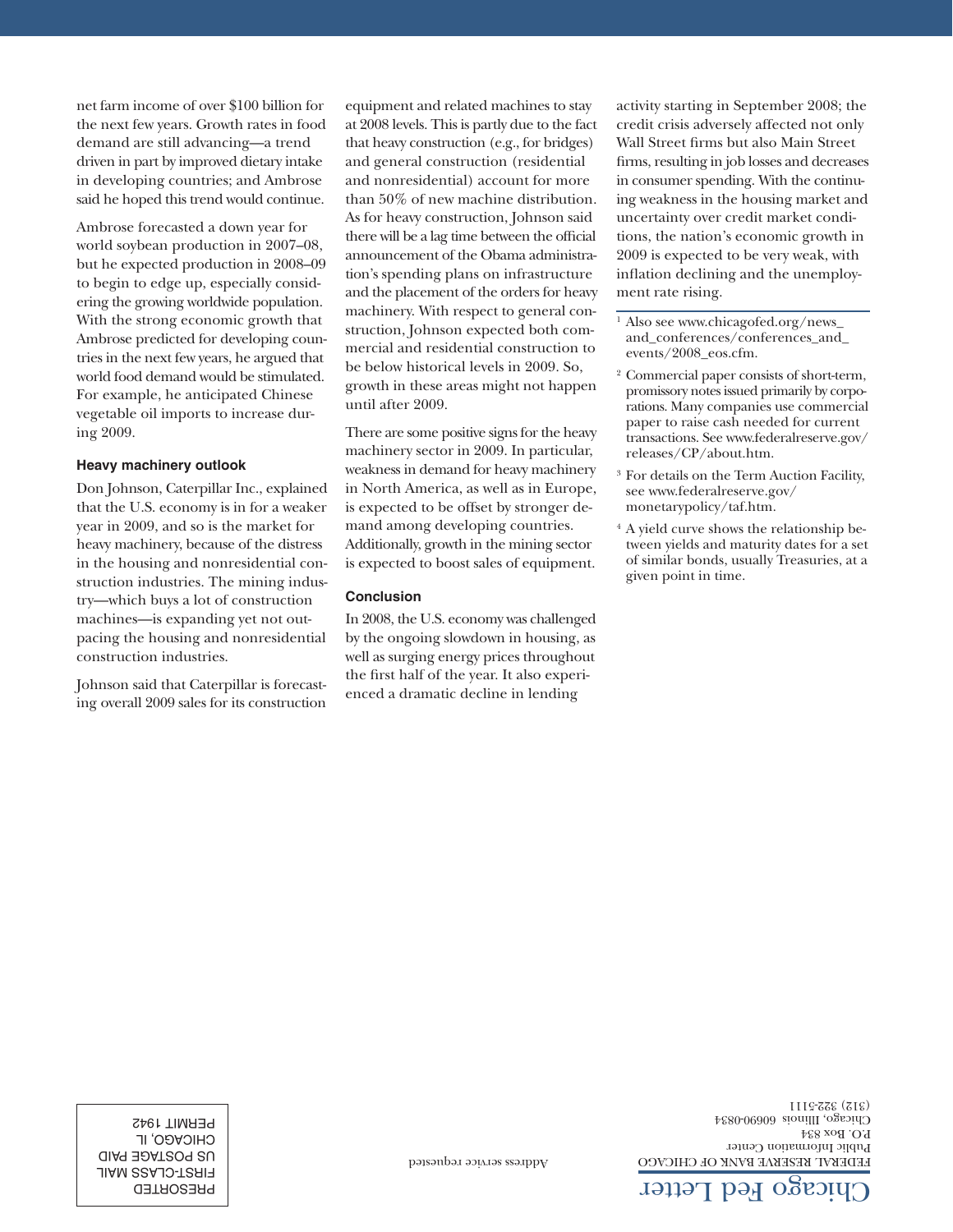net farm income of over $100 billion for the next few years. Growth rates in food demand are still advancing—a trend driven in part by improved dietary intake in developing countries; and Ambrose said he hoped this trend would continue.

Ambrose forecasted a down year for world soybean production in 2007–08, but he expected production in 2008–09 to begin to edge up, especially considering the growing worldwide population. With the strong economic growth that Ambrose predicted for developing countries in the next few years, he argued that world food demand would be stimulated. For example, he anticipated Chinese vegetable oil imports to increase during 2009.

#### Heavy machinery outlook

Don Johnson, Caterpillar Inc., explained that the U.S. economy is in for a weaker year in 2009, and so is the market for heavy machinery, because of the distress in the housing and nonresidential construction industries. The mining industry—which buys a lot of construction machines—is expanding yet not outpacing the housing and nonresidential construction industries.

Johnson said that Caterpillar is forecasting overall 2009 sales for its construction equipment and related machines to stay at 2008 levels. This is partly due to the fact that heavy construction (e.g., for bridges) and general construction (residential and nonresidential) account for more than 50% of new machine distribution. As for heavy construction, Johnson said there will be a lag time between the official announcement of the Obama administration's spending plans on infrastructure and the placement of the orders for heavy machinery. With respect to general construction, Johnson expected both commercial and residential construction to be below historical levels in 2009. So, growth in these areas might not happen until after 2009.

There are some positive signs for the heavy machinery sector in 2009. In particular, weakness in demand for heavy machinery in North America, as well as in Europe, is expected to be offset by stronger demand among developing countries. Additionally, growth in the mining sector is expected to boost sales of equipment.

#### Conclusion

In 2008, the U.S. economy was challenged by the ongoing slowdown in housing, as well as surging energy prices throughout the first half of the year. It also experienced a dramatic decline in lending activity starting in September 2008; the credit crisis adversely affected not only Wall Street firms but also Main Street firms, resulting in job losses and decreases in consumer spending. With the continuing weakness in the housing market and uncertainty over credit market conditions, the nation's economic growth in 2009 is expected to be very weak, with inflation declining and the unemployment rate rising.

---

[1] Also see www.chicagofed.org/news_and_conferences/conferences_and_events/2008_eos.cfm.

[2] Commercial paper consists of short-term, promissory notes issued primarily by corporations. Many companies use commercial paper to raise cash needed for current transactions. See www.federalreserve.gov/releases/CP/about.htm.

[3] For details on the Term Auction Facility, see www.federalreserve.gov/monetarypolicy/taf.htm.

[4] A yield curve shows the relationship between yields and maturity dates for a set of similar bonds, usually Treasuries, at a given point in time.

Chicago Fed Letter

FEDERAL RESERVE BANK OF CHICAGO
Public Information Center
P.O. Box 834
Chicago, Illinois 60690-0834
(312) 322-5111

Address service requested

PRESORTED
FIRST-CLASS MAIL
US POSTAGE PAID
CHICAGO, IL
PERMIT 1942